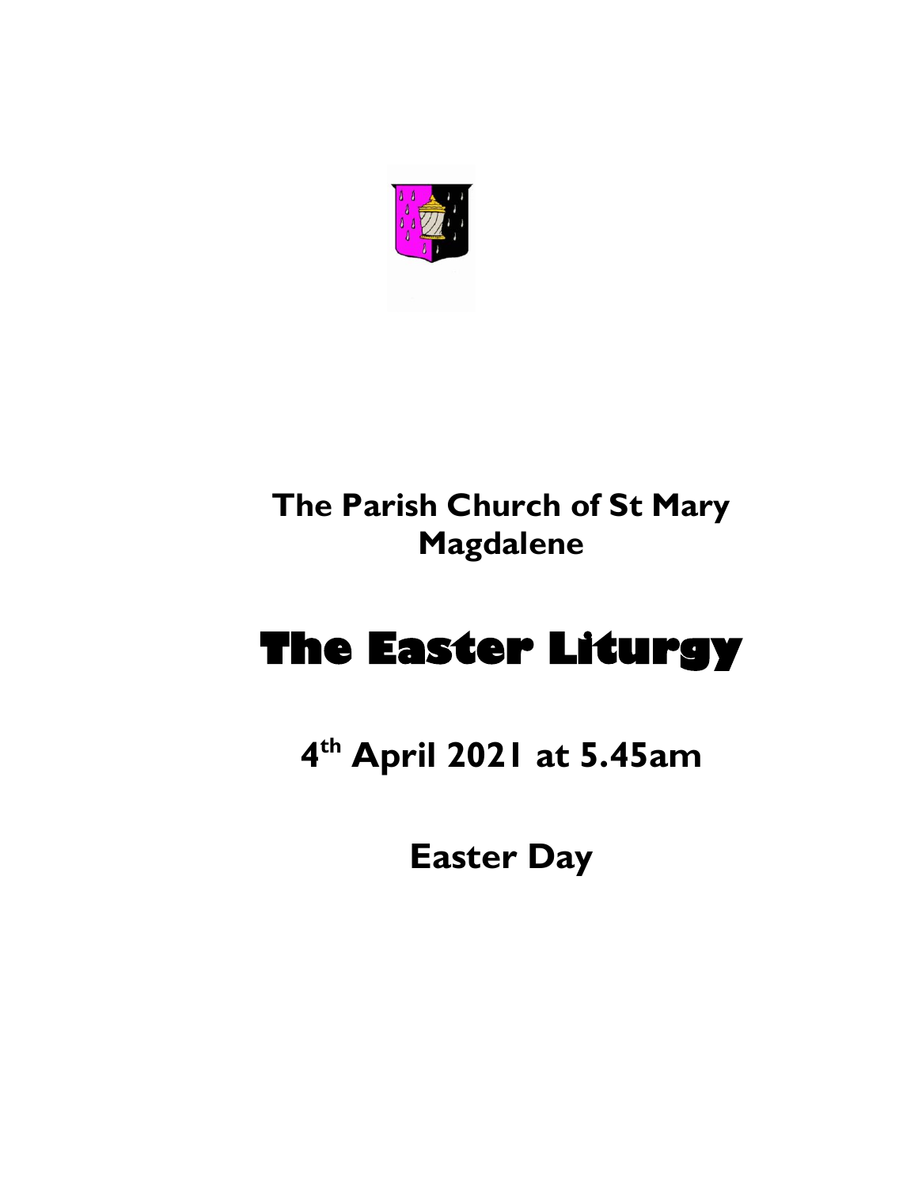## The Parish Church of St Mary Magdalene

# The Easter Liturgy

## 4th April 2021 at 5.45am

## Easter Day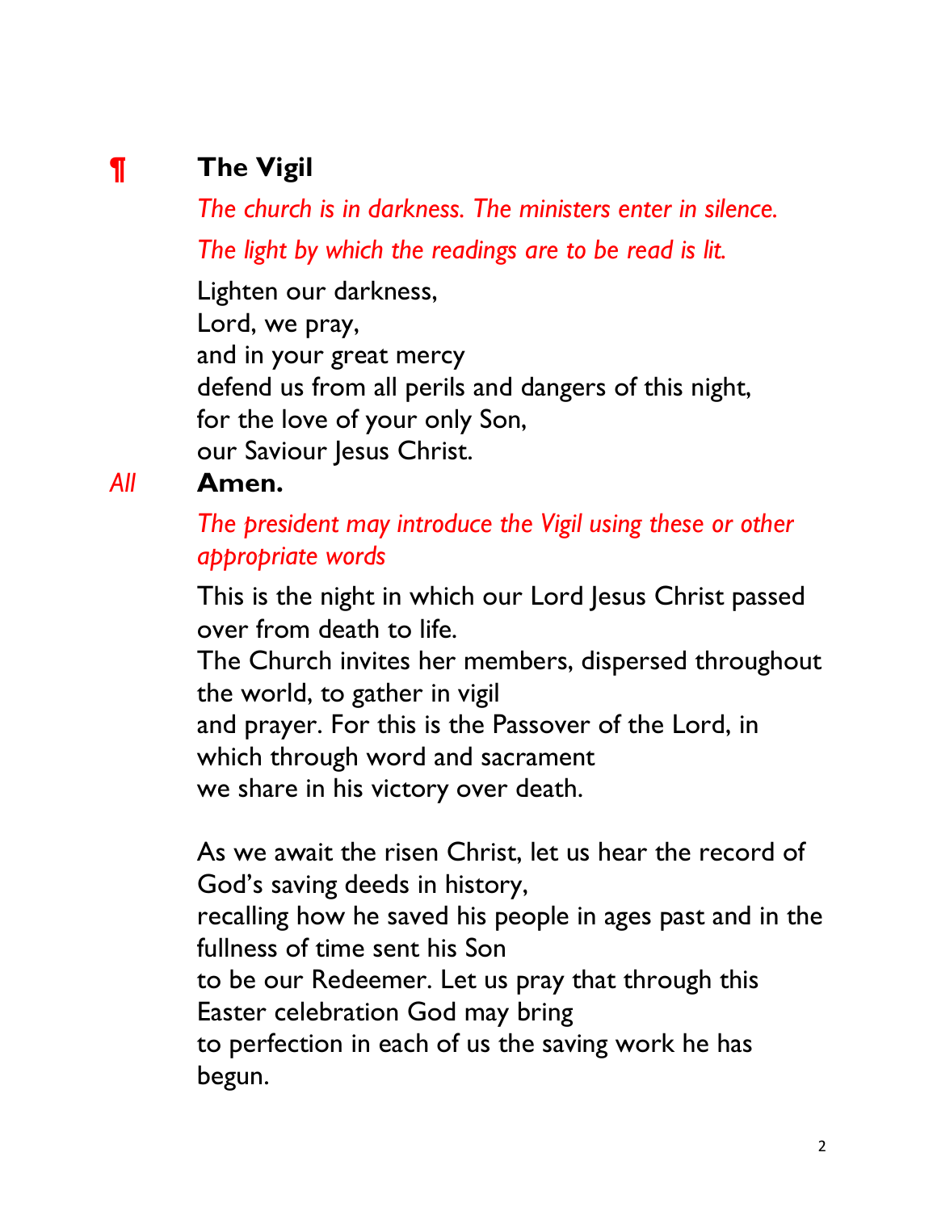## ¶ The Vigil

*The church is in darkness. The ministers enter in silence.*

*The light by which the readings are to be read is lit.*

Lighten our darkness,
Lord, we pray,
and in your great mercy
defend us from all perils and dangers of this night,
for the love of your only Son,
our Saviour Jesus Christ.

*All* **Amen.**

*The president may introduce the Vigil using these or other appropriate words*

This is the night in which our Lord Jesus Christ passed over from death to life.
The Church invites her members, dispersed throughout the world, to gather in vigil
and prayer. For this is the Passover of the Lord, in which through word and sacrament
we share in his victory over death.

As we await the risen Christ, let us hear the record of God's saving deeds in history,
recalling how he saved his people in ages past and in the fullness of time sent his Son
to be our Redeemer. Let us pray that through this Easter celebration God may bring
to perfection in each of us the saving work he has begun.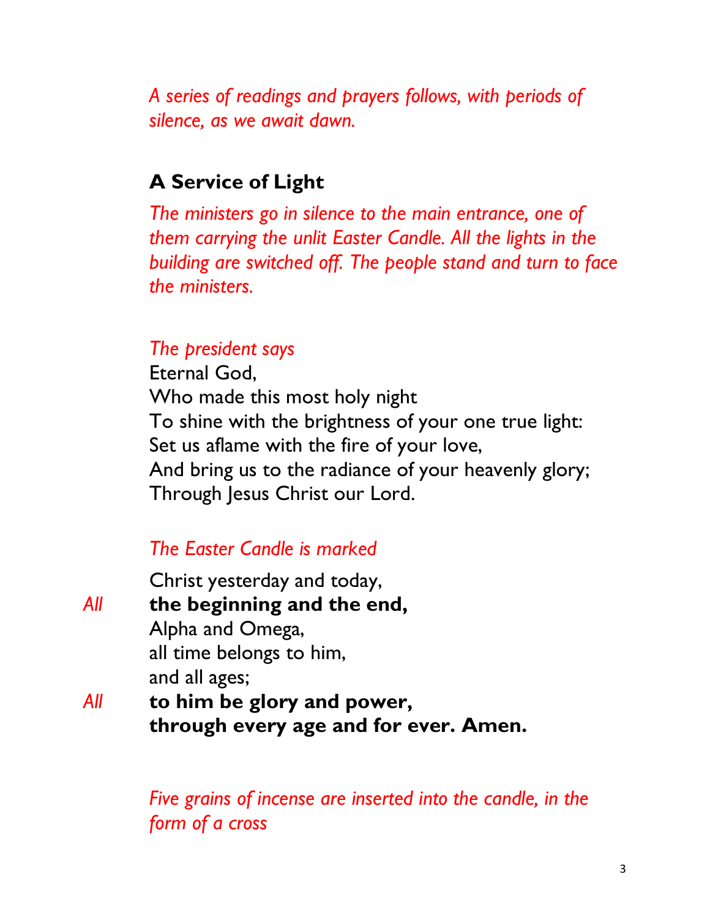*A series of readings and prayers follows, with periods of silence, as we await dawn.*

## A Service of Light

*The ministers go in silence to the main entrance, one of them carrying the unlit Easter Candle. All the lights in the building are switched off. The people stand and turn to face the ministers.*

*The president says*

Eternal God,
Who made this most holy night
To shine with the brightness of your one true light:
Set us aflame with the fire of your love,
And bring us to the radiance of your heavenly glory;
Through Jesus Christ our Lord.

*The Easter Candle is marked*

Christ yesterday and today,

*All* **the beginning and the end,**

Alpha and Omega,
all time belongs to him,
and all ages;

*All* **to him be glory and power,**
**through every age and for ever. Amen.**

*Five grains of incense are inserted into the candle, in the form of a cross*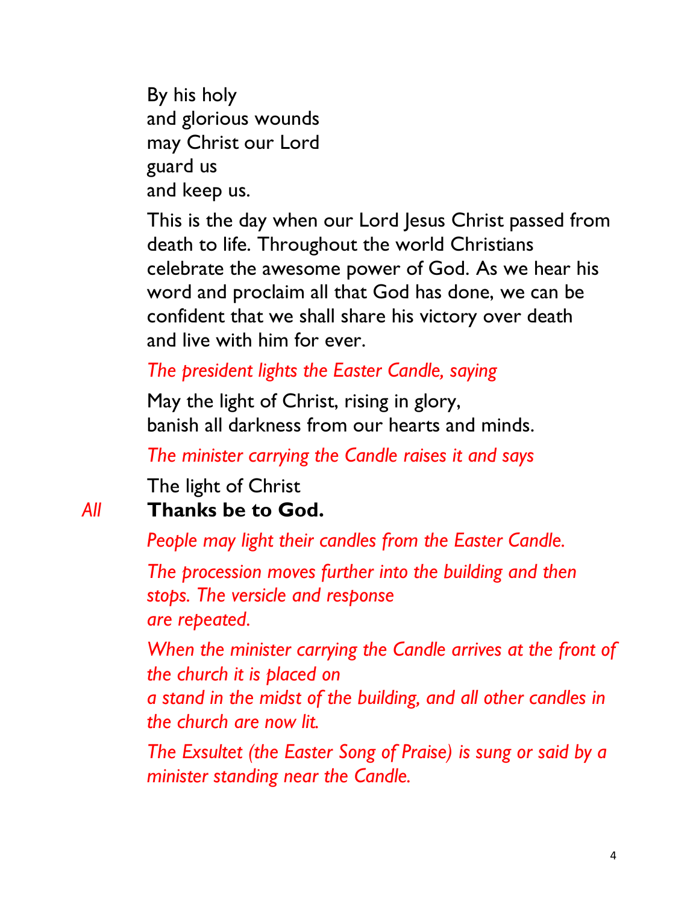By his holy  
and glorious wounds  
may Christ our Lord  
guard us  
and keep us.

This is the day when our Lord Jesus Christ passed from death to life. Throughout the world Christians celebrate the awesome power of God. As we hear his word and proclaim all that God has done, we can be confident that we shall share his victory over death and live with him for ever.

*The president lights the Easter Candle, saying*

May the light of Christ, rising in glory,  
banish all darkness from our hearts and minds.

*The minister carrying the Candle raises it and says*

The light of Christ

*All* **Thanks be to God.**

*People may light their candles from the Easter Candle.*

*The procession moves further into the building and then stops. The versicle and response are repeated.*

*When the minister carrying the Candle arrives at the front of the church it is placed on a stand in the midst of the building, and all other candles in the church are now lit.*

*The Exsultet (the Easter Song of Praise) is sung or said by a minister standing near the Candle.*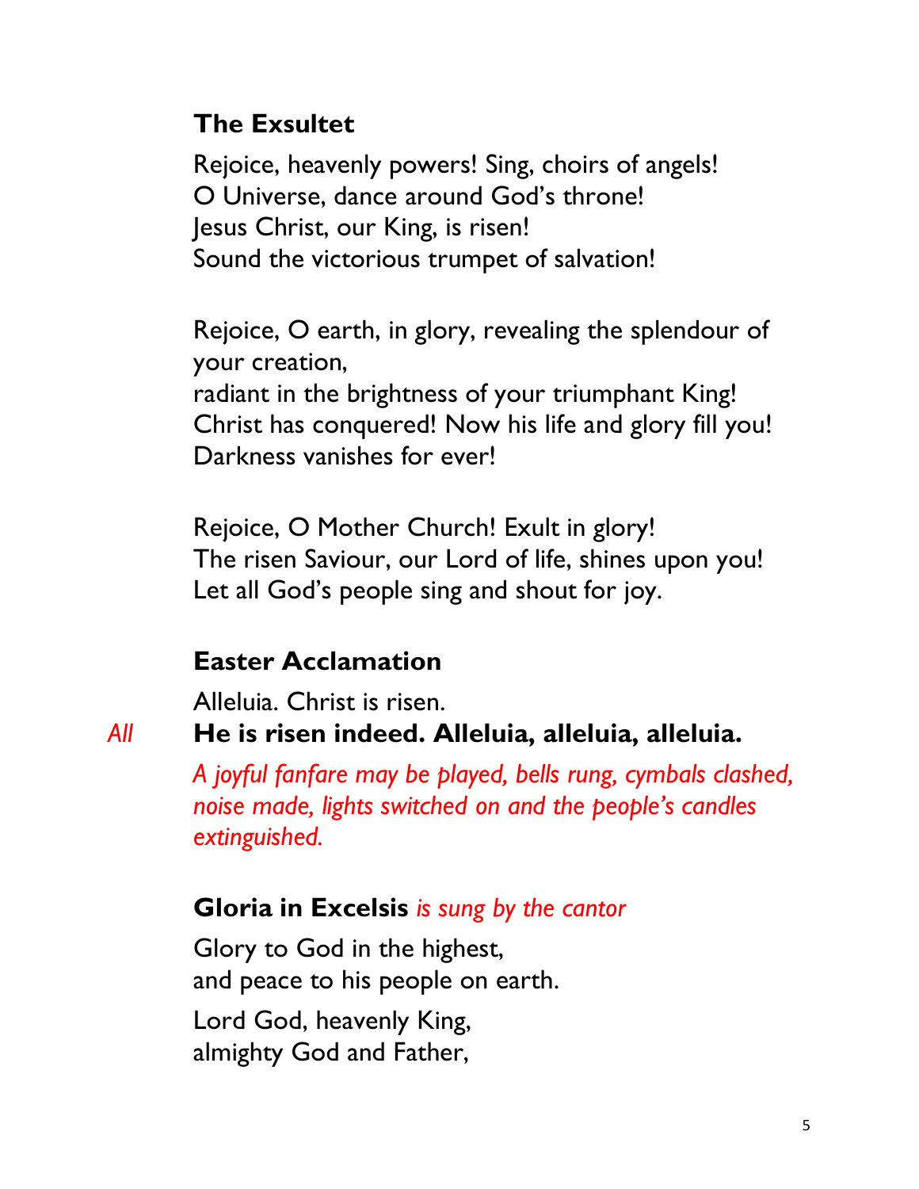## The Exsultet

Rejoice, heavenly powers! Sing, choirs of angels!
O Universe, dance around God's throne!
Jesus Christ, our King, is risen!
Sound the victorious trumpet of salvation!

Rejoice, O earth, in glory, revealing the splendour of your creation,
radiant in the brightness of your triumphant King!
Christ has conquered! Now his life and glory fill you!
Darkness vanishes for ever!

Rejoice, O Mother Church! Exult in glory!
The risen Saviour, our Lord of life, shines upon you!
Let all God's people sing and shout for joy.

## Easter Acclamation

Alleluia. Christ is risen.

*All* **He is risen indeed. Alleluia, alleluia, alleluia.**

*A joyful fanfare may be played, bells rung, cymbals clashed, noise made, lights switched on and the people's candles extinguished.*

## Gloria in Excelsis *is sung by the cantor*

Glory to God in the highest,
and peace to his people on earth.

Lord God, heavenly King,
almighty God and Father,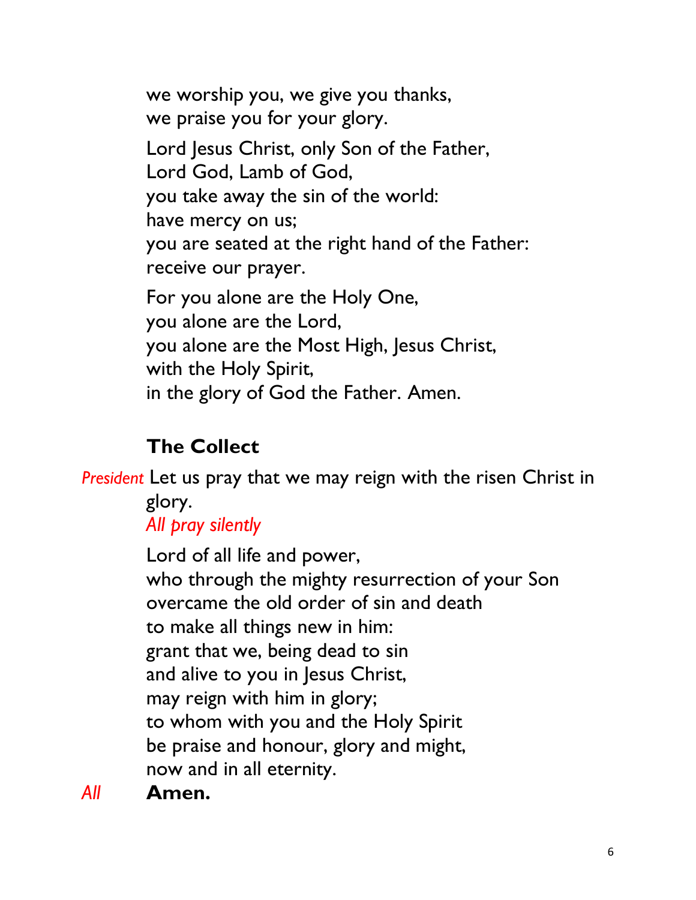we worship you, we give you thanks,
we praise you for your glory.

Lord Jesus Christ, only Son of the Father,
Lord God, Lamb of God,
you take away the sin of the world:
have mercy on us;
you are seated at the right hand of the Father:
receive our prayer.

For you alone are the Holy One,
you alone are the Lord,
you alone are the Most High, Jesus Christ,
with the Holy Spirit,
in the glory of God the Father. Amen.

## The Collect

*President* Let us pray that we may reign with the risen Christ in glory.

*All pray silently*

Lord of all life and power,
who through the mighty resurrection of your Son
overcame the old order of sin and death
to make all things new in him:
grant that we, being dead to sin
and alive to you in Jesus Christ,
may reign with him in glory;
to whom with you and the Holy Spirit
be praise and honour, glory and might,
now and in all eternity.

*All* **Amen.**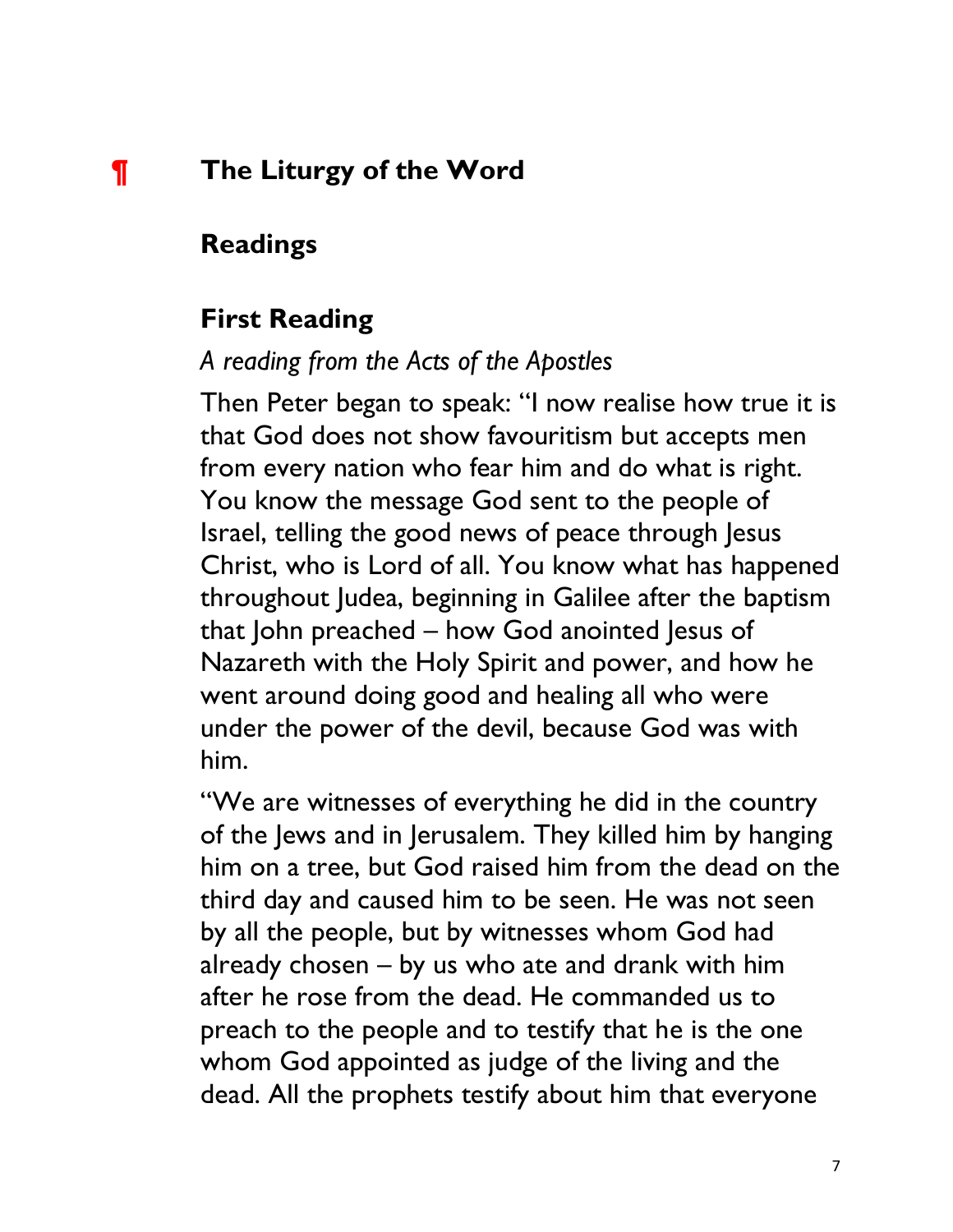## ¶ The Liturgy of the Word

### Readings

### First Reading

*A reading from the Acts of the Apostles*

Then Peter began to speak: "I now realise how true it is that God does not show favouritism but accepts men from every nation who fear him and do what is right. You know the message God sent to the people of Israel, telling the good news of peace through Jesus Christ, who is Lord of all. You know what has happened throughout Judea, beginning in Galilee after the baptism that John preached – how God anointed Jesus of Nazareth with the Holy Spirit and power, and how he went around doing good and healing all who were under the power of the devil, because God was with him.

"We are witnesses of everything he did in the country of the Jews and in Jerusalem. They killed him by hanging him on a tree, but God raised him from the dead on the third day and caused him to be seen. He was not seen by all the people, but by witnesses whom God had already chosen – by us who ate and drank with him after he rose from the dead. He commanded us to preach to the people and to testify that he is the one whom God appointed as judge of the living and the dead. All the prophets testify about him that everyone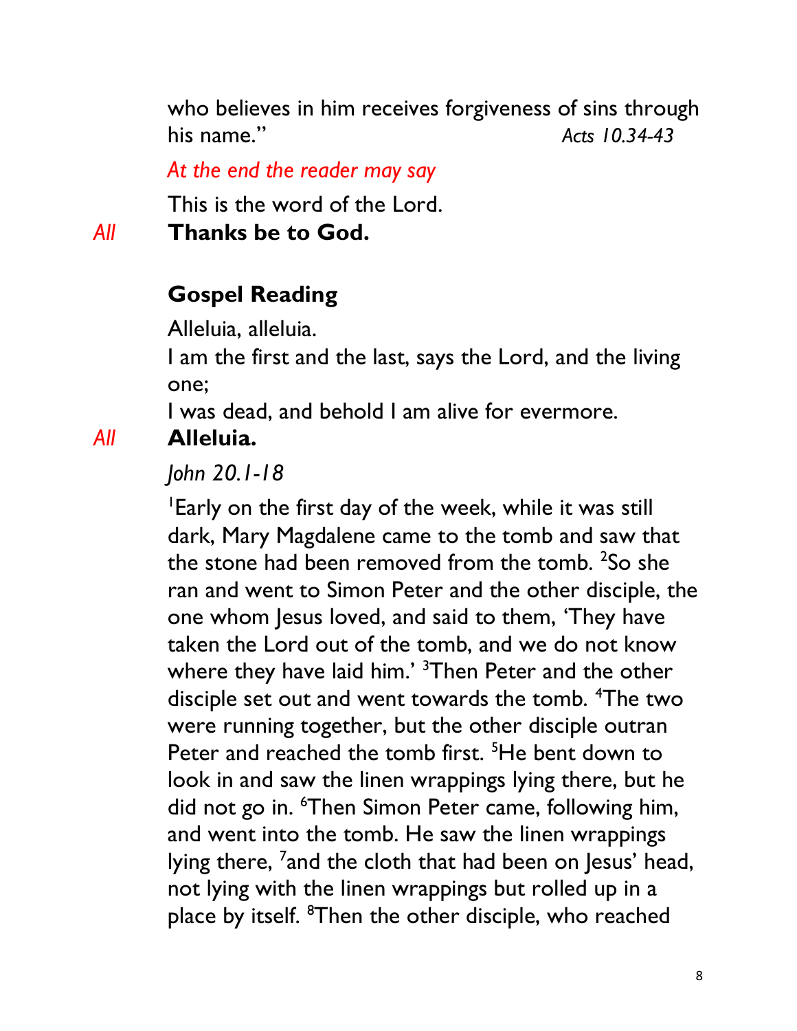who believes in him receives forgiveness of sins through his name." *Acts 10.34-43*

*At the end the reader may say*

This is the word of the Lord.

*All* **Thanks be to God.**

## Gospel Reading

Alleluia, alleluia.
I am the first and the last, says the Lord, and the living one;
I was dead, and behold I am alive for evermore.

*All* **Alleluia.**

*John 20.1-18*

[1]Early on the first day of the week, while it was still dark, Mary Magdalene came to the tomb and saw that the stone had been removed from the tomb. [2]So she ran and went to Simon Peter and the other disciple, the one whom Jesus loved, and said to them, 'They have taken the Lord out of the tomb, and we do not know where they have laid him.' [3]Then Peter and the other disciple set out and went towards the tomb. [4]The two were running together, but the other disciple outran Peter and reached the tomb first. [5]He bent down to look in and saw the linen wrappings lying there, but he did not go in. [6]Then Simon Peter came, following him, and went into the tomb. He saw the linen wrappings lying there, [7]and the cloth that had been on Jesus' head, not lying with the linen wrappings but rolled up in a place by itself. [8]Then the other disciple, who reached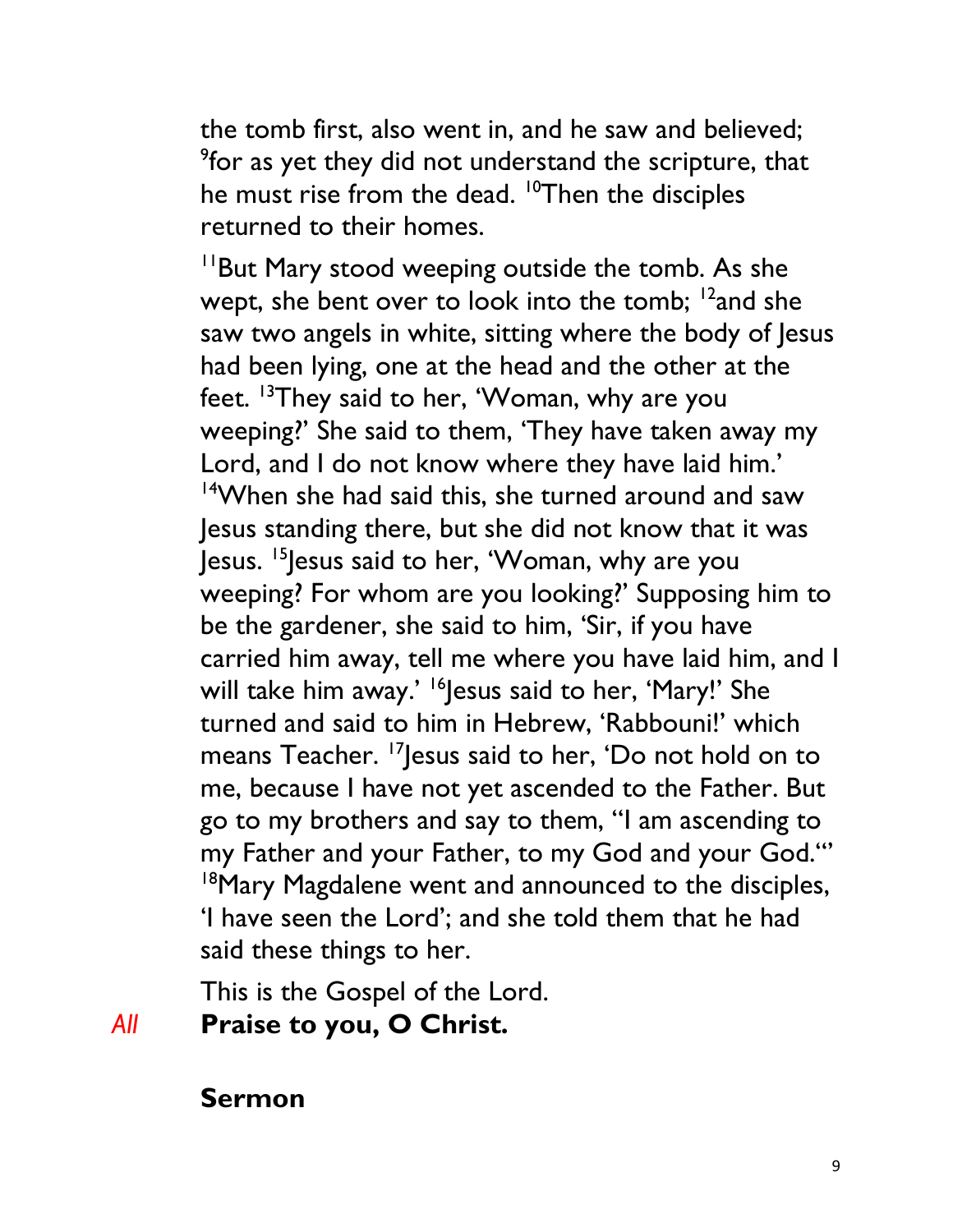the tomb first, also went in, and he saw and believed; [9]for as yet they did not understand the scripture, that he must rise from the dead. [10]Then the disciples returned to their homes.

[11]But Mary stood weeping outside the tomb. As she wept, she bent over to look into the tomb; [12]and she saw two angels in white, sitting where the body of Jesus had been lying, one at the head and the other at the feet. [13]They said to her, 'Woman, why are you weeping?' She said to them, 'They have taken away my Lord, and I do not know where they have laid him.' [14]When she had said this, she turned around and saw Jesus standing there, but she did not know that it was Jesus. [15]Jesus said to her, 'Woman, why are you weeping? For whom are you looking?' Supposing him to be the gardener, she said to him, 'Sir, if you have carried him away, tell me where you have laid him, and I will take him away.' [16]Jesus said to her, 'Mary!' She turned and said to him in Hebrew, 'Rabbouni!' which means Teacher. [17]Jesus said to her, 'Do not hold on to me, because I have not yet ascended to the Father. But go to my brothers and say to them, "I am ascending to my Father and your Father, to my God and your God."' [18]Mary Magdalene went and announced to the disciples, 'I have seen the Lord'; and she told them that he had said these things to her.

This is the Gospel of the Lord.

*All* **Praise to you, O Christ.**

## Sermon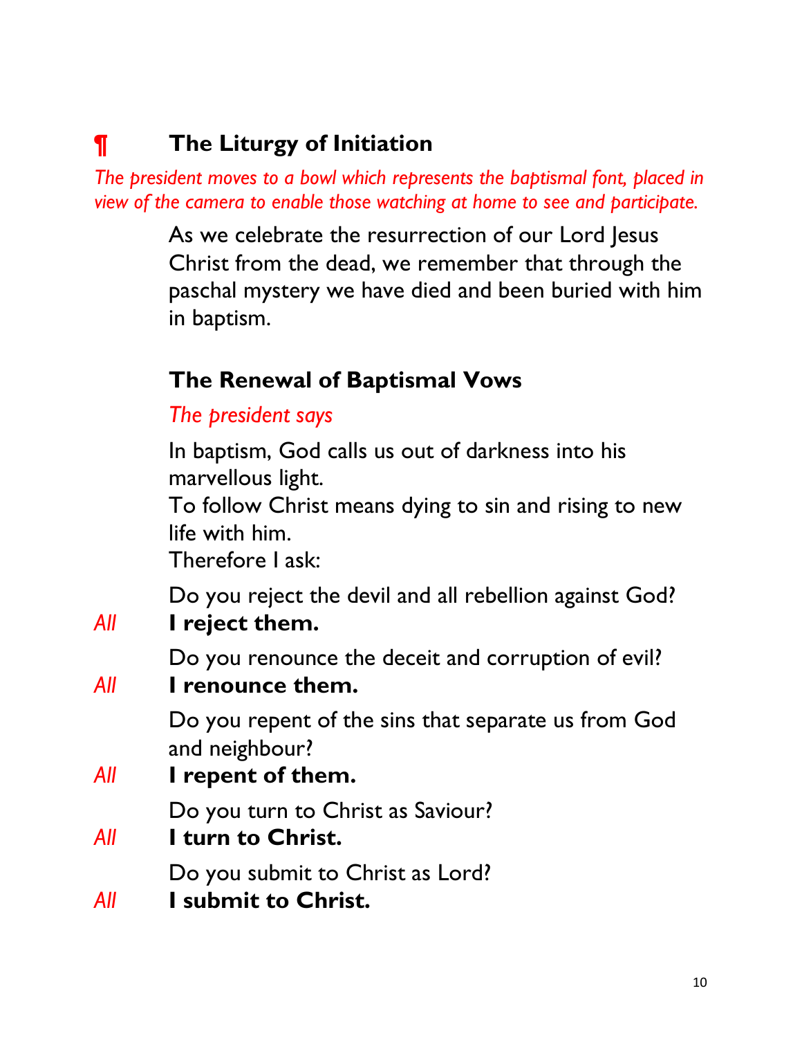## ¶ The Liturgy of Initiation

*The president moves to a bowl which represents the baptismal font, placed in view of the camera to enable those watching at home to see and participate.*

As we celebrate the resurrection of our Lord Jesus Christ from the dead, we remember that through the paschal mystery we have died and been buried with him in baptism.

### The Renewal of Baptismal Vows

*The president says*

In baptism, God calls us out of darkness into his marvellous light.
To follow Christ means dying to sin and rising to new life with him.
Therefore I ask:

Do you reject the devil and all rebellion against God?

*All* **I reject them.**

Do you renounce the deceit and corruption of evil?

*All* **I renounce them.**

Do you repent of the sins that separate us from God and neighbour?

*All* **I repent of them.**

Do you turn to Christ as Saviour?

*All* **I turn to Christ.**

Do you submit to Christ as Lord?

*All* **I submit to Christ.**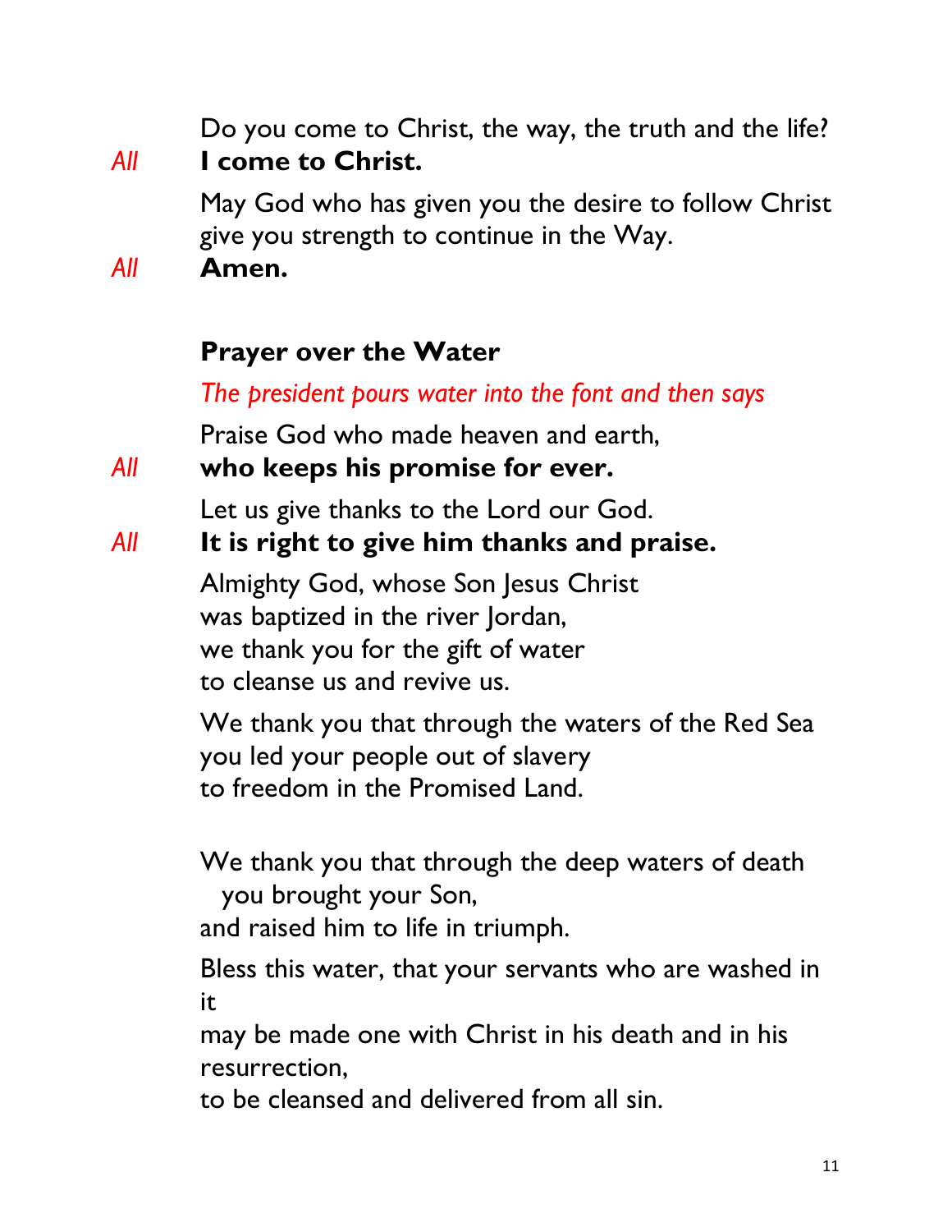Do you come to Christ, the way, the truth and the life?

*All* **I come to Christ.**

May God who has given you the desire to follow Christ
give you strength to continue in the Way.

*All* **Amen.**

**Prayer over the Water**

*The president pours water into the font and then says*

Praise God who made heaven and earth,

*All* **who keeps his promise for ever.**

Let us give thanks to the Lord our God.

*All* **It is right to give him thanks and praise.**

Almighty God, whose Son Jesus Christ
was baptized in the river Jordan,
we thank you for the gift of water
to cleanse us and revive us.

We thank you that through the waters of the Red Sea
you led your people out of slavery
to freedom in the Promised Land.

We thank you that through the deep waters of death
you brought your Son,
and raised him to life in triumph.

Bless this water, that your servants who are washed in it
may be made one with Christ in his death and in his resurrection,
to be cleansed and delivered from all sin.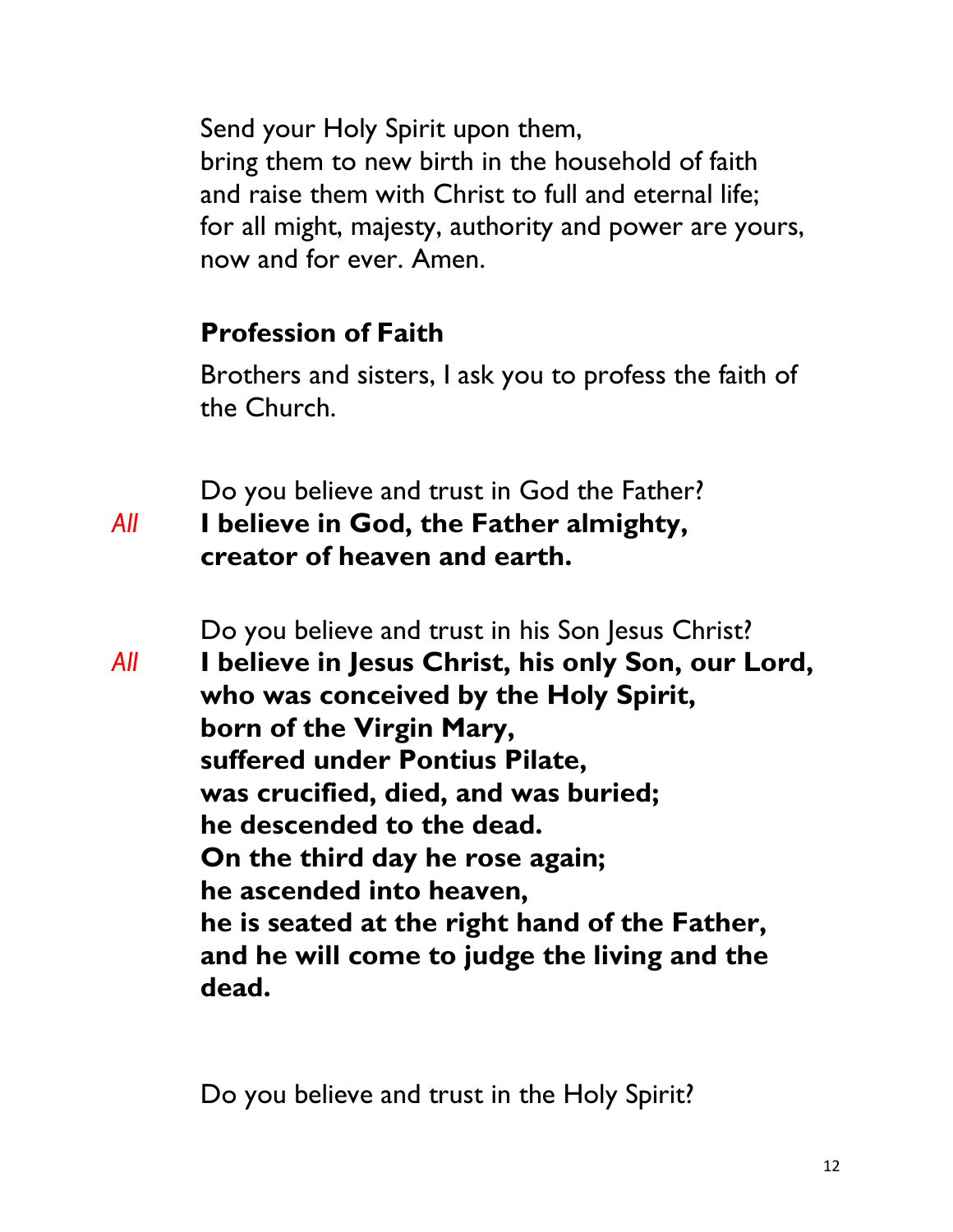Send your Holy Spirit upon them,
bring them to new birth in the household of faith
and raise them with Christ to full and eternal life;
for all might, majesty, authority and power are yours,
now and for ever. Amen.

## Profession of Faith

Brothers and sisters, I ask you to profess the faith of the Church.

Do you believe and trust in God the Father?

*All* **I believe in God, the Father almighty,
creator of heaven and earth.**

Do you believe and trust in his Son Jesus Christ?

*All* **I believe in Jesus Christ, his only Son, our Lord,
who was conceived by the Holy Spirit,
born of the Virgin Mary,
suffered under Pontius Pilate,
was crucified, died, and was buried;
he descended to the dead.
On the third day he rose again;
he ascended into heaven,
he is seated at the right hand of the Father,
and he will come to judge the living and the dead.**

Do you believe and trust in the Holy Spirit?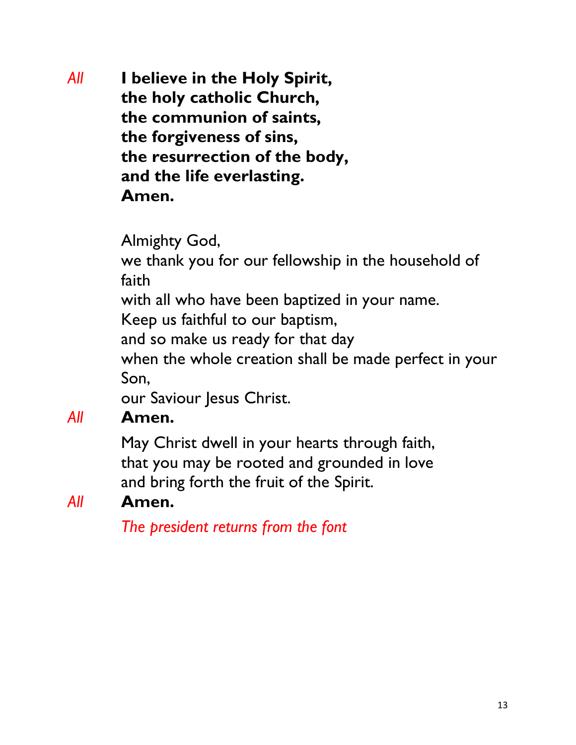*All* **I believe in the Holy Spirit,**
**the holy catholic Church,**
**the communion of saints,**
**the forgiveness of sins,**
**the resurrection of the body,**
**and the life everlasting.**
**Amen.**

Almighty God,
we thank you for our fellowship in the household of faith
with all who have been baptized in your name.
Keep us faithful to our baptism,
and so make us ready for that day
when the whole creation shall be made perfect in your Son,
our Saviour Jesus Christ.

*All* **Amen.**

May Christ dwell in your hearts through faith,
that you may be rooted and grounded in love
and bring forth the fruit of the Spirit.

*All* **Amen.**

*The president returns from the font*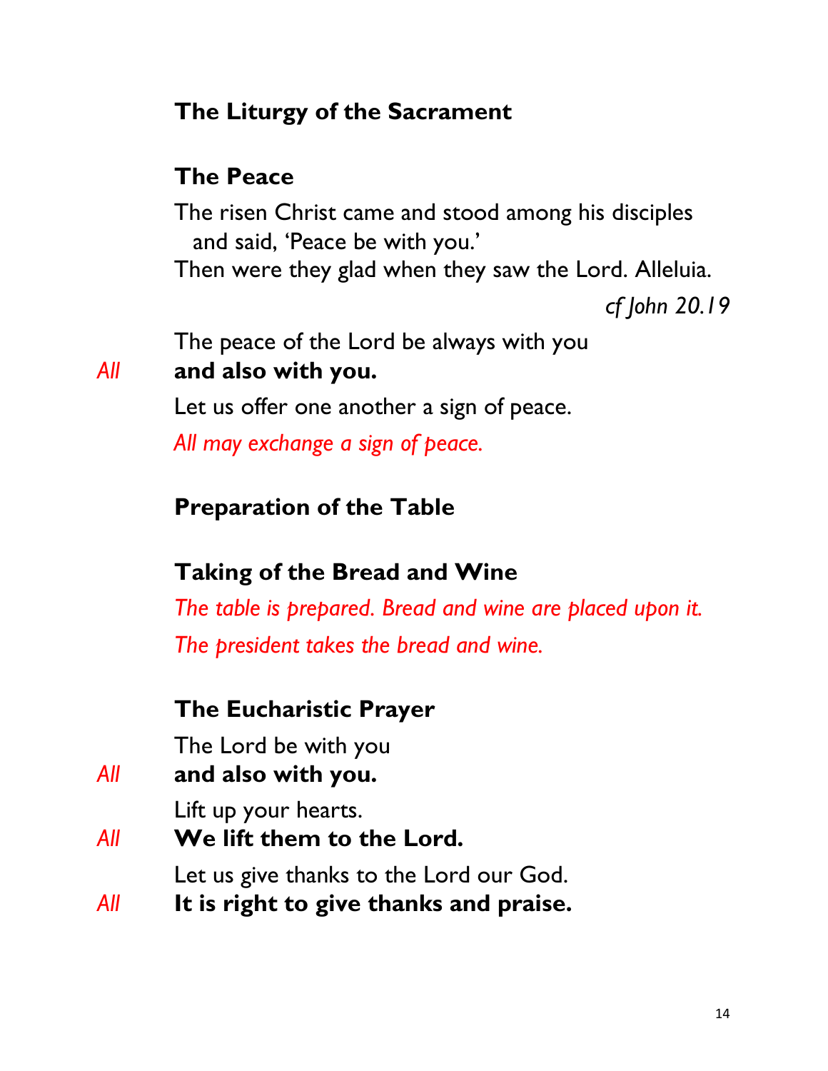## The Liturgy of the Sacrament

### The Peace

The risen Christ came and stood among his disciples
  and said, 'Peace be with you.'
Then were they glad when they saw the Lord. Alleluia.

*cf John 20.19*

The peace of the Lord be always with you

*All* **and also with you.**

Let us offer one another a sign of peace.

*All may exchange a sign of peace.*

### Preparation of the Table

### Taking of the Bread and Wine

*The table is prepared. Bread and wine are placed upon it.*

*The president takes the bread and wine.*

### The Eucharistic Prayer

The Lord be with you

*All* **and also with you.**

Lift up your hearts.

*All* **We lift them to the Lord.**

Let us give thanks to the Lord our God.

*All* **It is right to give thanks and praise.**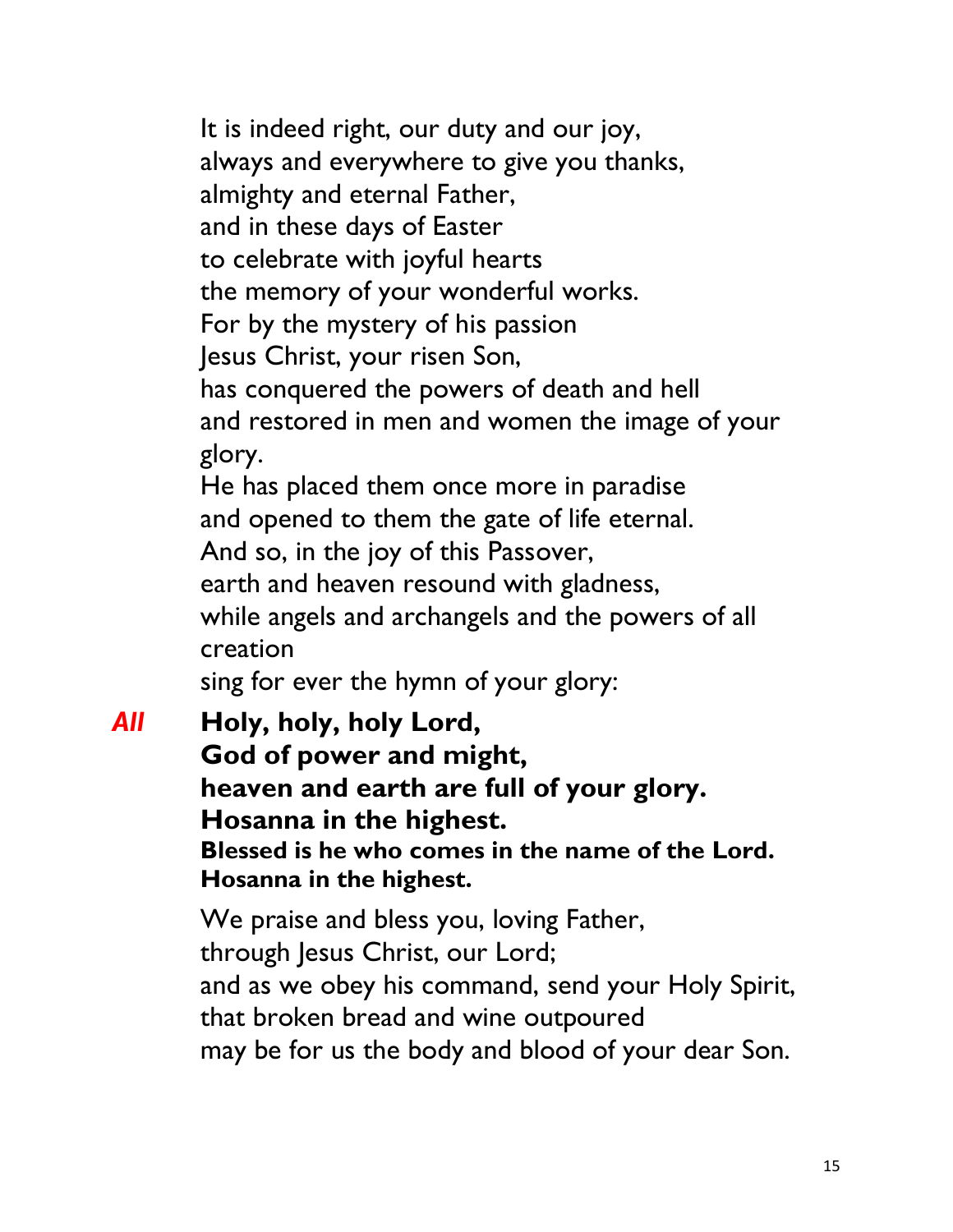It is indeed right, our duty and our joy,
always and everywhere to give you thanks,
almighty and eternal Father,
and in these days of Easter
to celebrate with joyful hearts
the memory of your wonderful works.
For by the mystery of his passion
Jesus Christ, your risen Son,
has conquered the powers of death and hell
and restored in men and women the image of your glory.
He has placed them once more in paradise
and opened to them the gate of life eternal.
And so, in the joy of this Passover,
earth and heaven resound with gladness,
while angels and archangels and the powers of all creation
sing for ever the hymn of your glory:

*All* **Holy, holy, holy Lord,
God of power and might,
heaven and earth are full of your glory.
Hosanna in the highest.
Blessed is he who comes in the name of the Lord.
Hosanna in the highest.**

We praise and bless you, loving Father,
through Jesus Christ, our Lord;
and as we obey his command, send your Holy Spirit,
that broken bread and wine outpoured
may be for us the body and blood of your dear Son.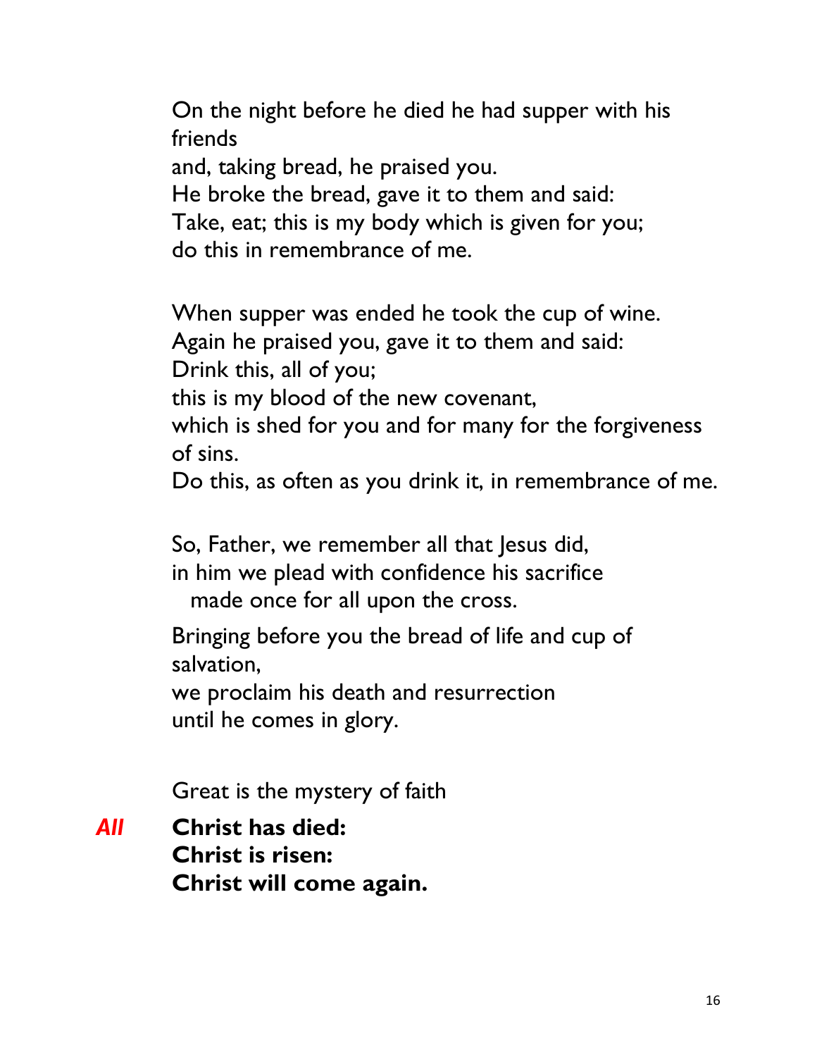On the night before he died he had supper with his friends
and, taking bread, he praised you.
He broke the bread, gave it to them and said:
Take, eat; this is my body which is given for you;
do this in remembrance of me.

When supper was ended he took the cup of wine.
Again he praised you, gave it to them and said:
Drink this, all of you;
this is my blood of the new covenant,
which is shed for you and for many for the forgiveness of sins.
Do this, as often as you drink it, in remembrance of me.

So, Father, we remember all that Jesus did,
in him we plead with confidence his sacrifice
made once for all upon the cross.

Bringing before you the bread of life and cup of salvation,
we proclaim his death and resurrection
until he comes in glory.

Great is the mystery of faith

*All* **Christ has died:**
**Christ is risen:**
**Christ will come again.**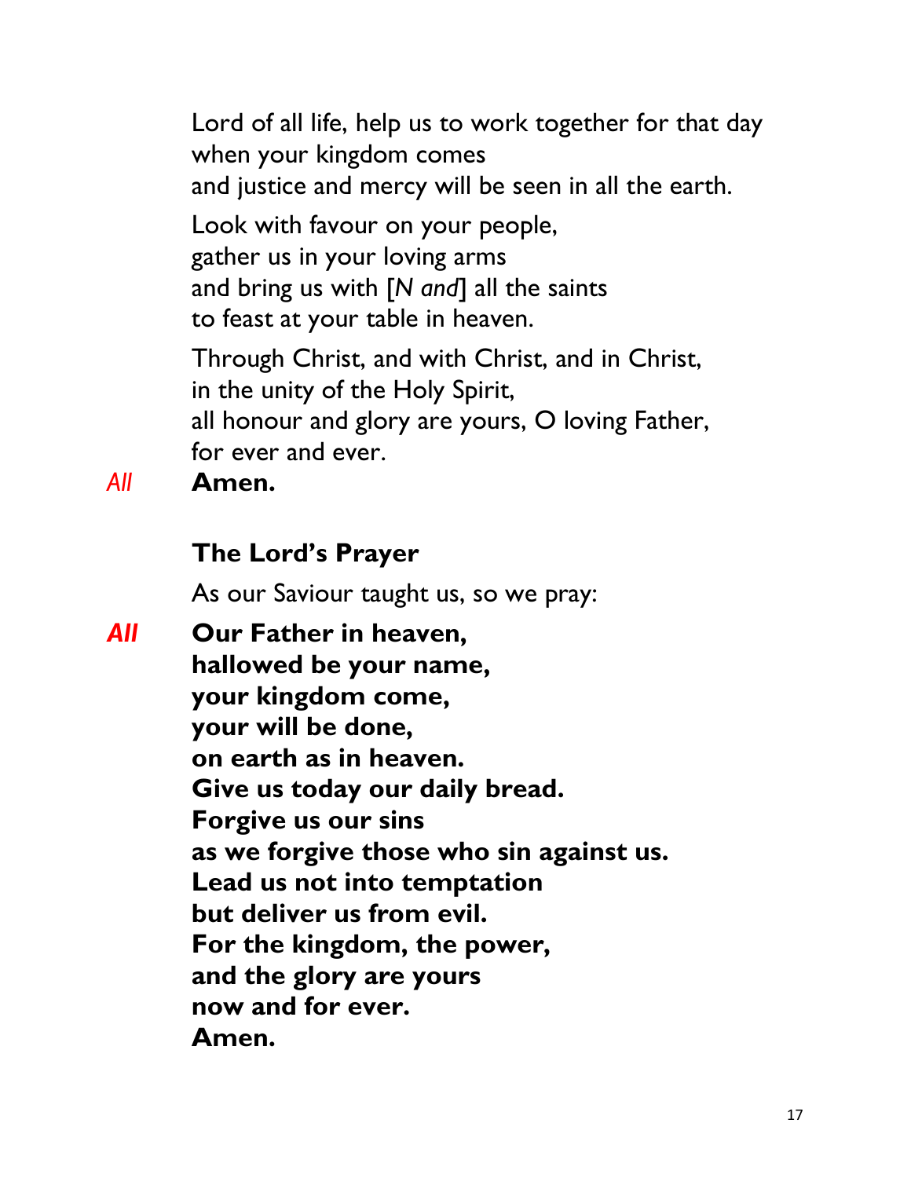Lord of all life, help us to work together for that day
when your kingdom comes
and justice and mercy will be seen in all the earth.

Look with favour on your people,
gather us in your loving arms
and bring us with [*N and*] all the saints
to feast at your table in heaven.

Through Christ, and with Christ, and in Christ,
in the unity of the Holy Spirit,
all honour and glory are yours, O loving Father,
for ever and ever.

*All* **Amen.**

### The Lord's Prayer

As our Saviour taught us, so we pray:

***All*** **Our Father in heaven,**
**hallowed be your name,**
**your kingdom come,**
**your will be done,**
**on earth as in heaven.**
**Give us today our daily bread.**
**Forgive us our sins**
**as we forgive those who sin against us.**
**Lead us not into temptation**
**but deliver us from evil.**
**For the kingdom, the power,**
**and the glory are yours**
**now and for ever.**
**Amen.**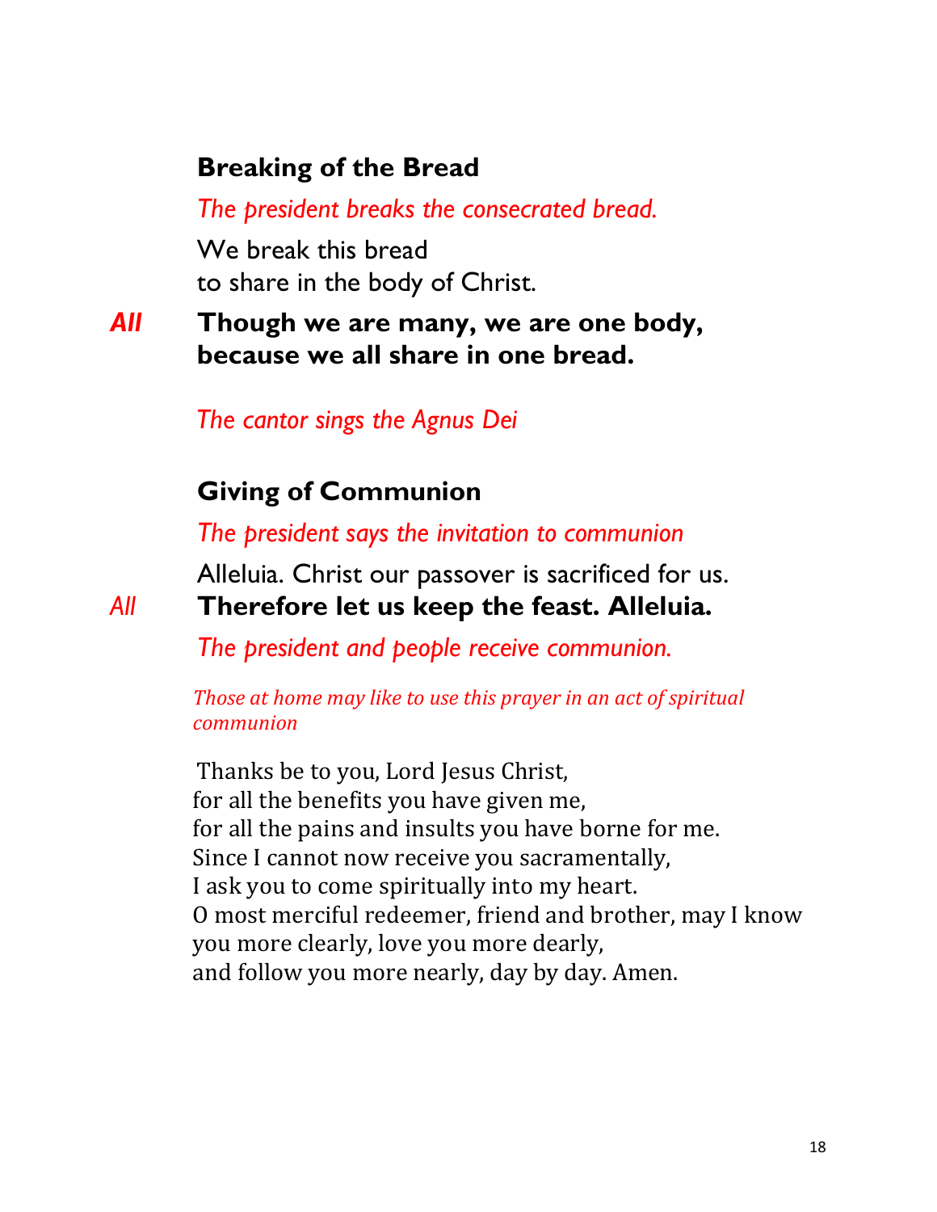## Breaking of the Bread

*The president breaks the consecrated bread.*

We break this bread  
to share in the body of Christ.

*All* **Though we are many, we are one body,**  
**because we all share in one bread.**

*The cantor sings the Agnus Dei*

## Giving of Communion

*The president says the invitation to communion*

Alleluia. Christ our passover is sacrificed for us.  
*All* **Therefore let us keep the feast. Alleluia.**

*The president and people receive communion.*

*Those at home may like to use this prayer in an act of spiritual communion*

Thanks be to you, Lord Jesus Christ,  
for all the benefits you have given me,  
for all the pains and insults you have borne for me.  
Since I cannot now receive you sacramentally,  
I ask you to come spiritually into my heart.  
O most merciful redeemer, friend and brother, may I know you more clearly, love you more dearly,  
and follow you more nearly, day by day. Amen.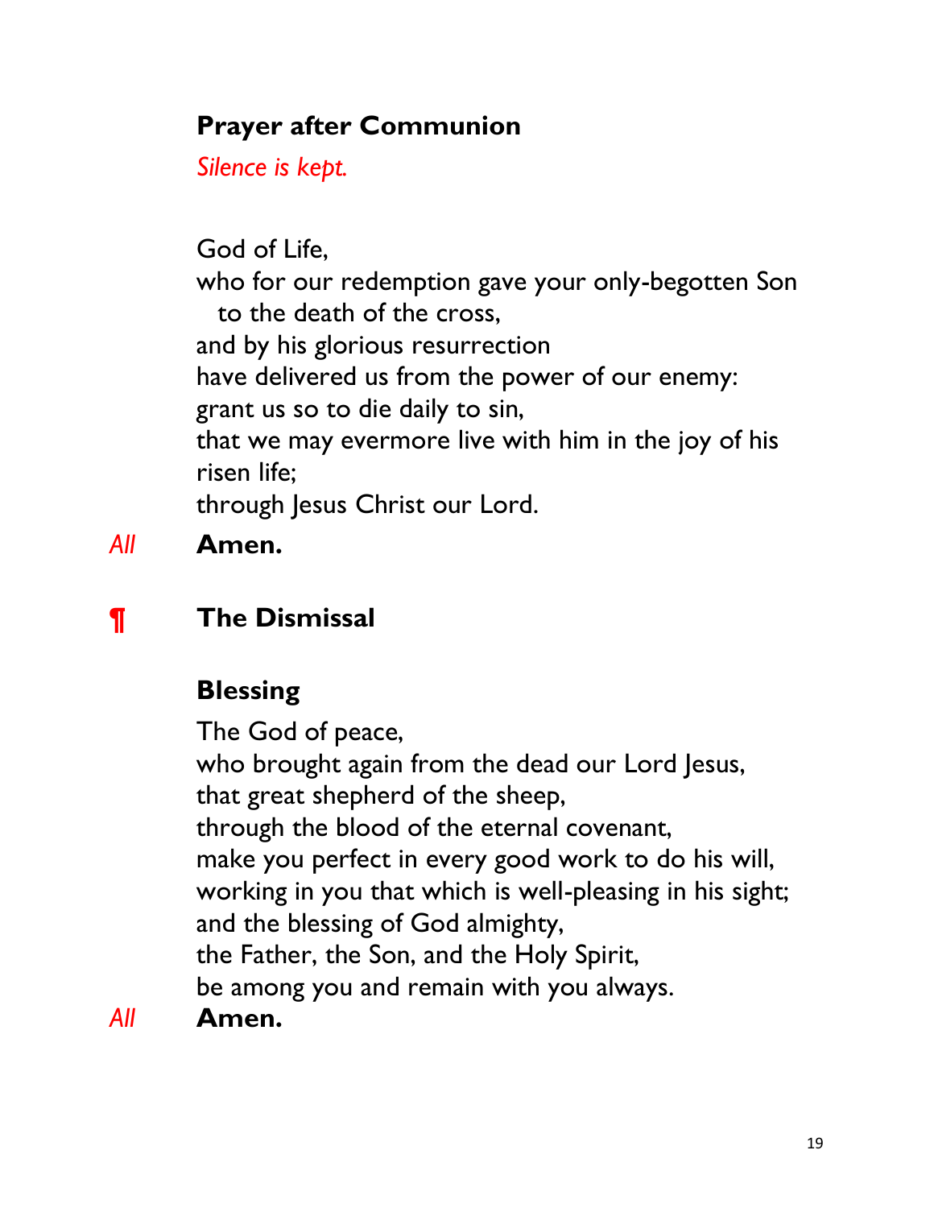### Prayer after Communion

*Silence is kept.*

God of Life,
who for our redemption gave your only-begotten Son
  to the death of the cross,
and by his glorious resurrection
have delivered us from the power of our enemy:
grant us so to die daily to sin,
that we may evermore live with him in the joy of his risen life;
through Jesus Christ our Lord.

*All* **Amen.**

## ¶ The Dismissal

### Blessing

The God of peace,
who brought again from the dead our Lord Jesus,
that great shepherd of the sheep,
through the blood of the eternal covenant,
make you perfect in every good work to do his will,
working in you that which is well-pleasing in his sight;
and the blessing of God almighty,
the Father, the Son, and the Holy Spirit,
be among you and remain with you always.

*All* **Amen.**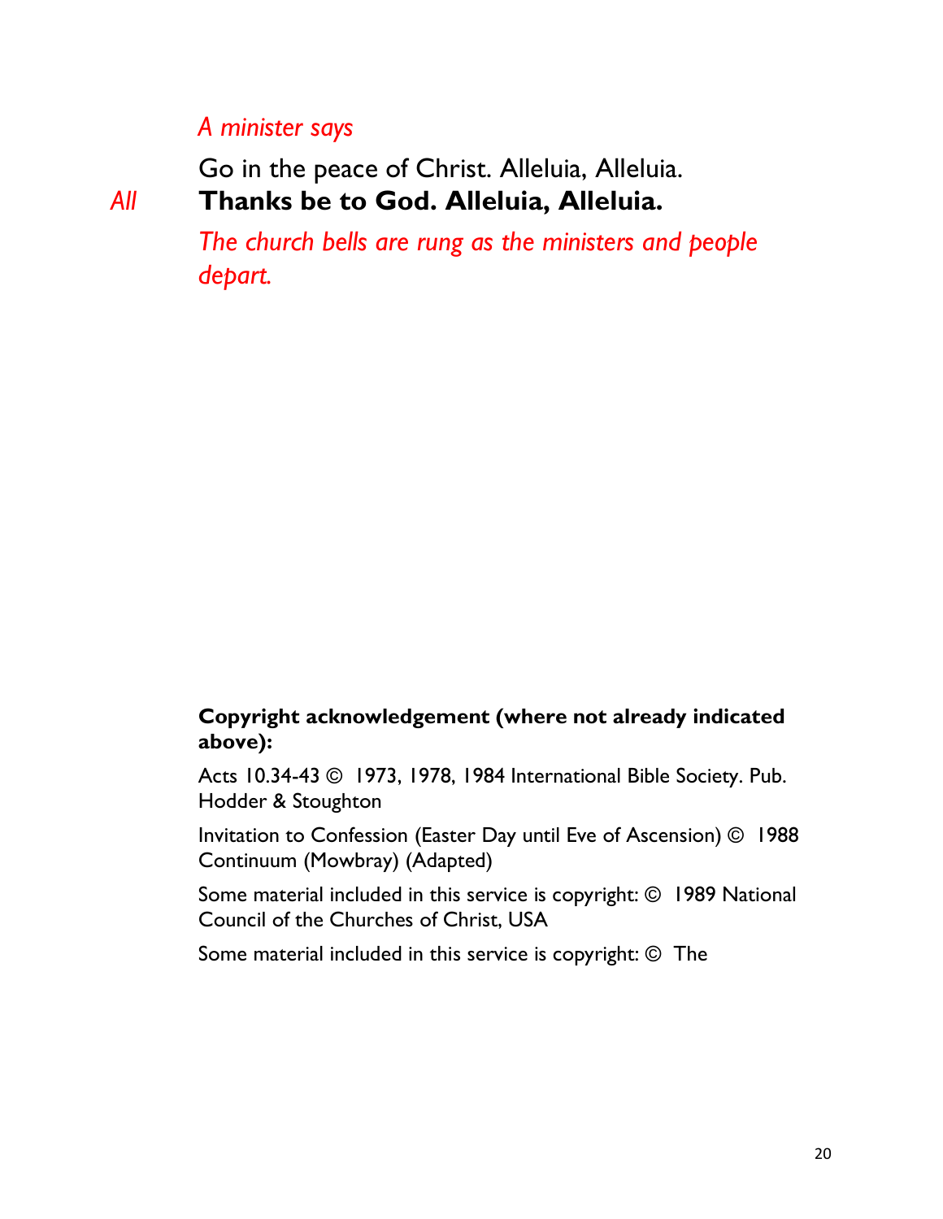*A minister says*

Go in the peace of Christ. Alleluia, Alleluia.

*All* **Thanks be to God. Alleluia, Alleluia.**

*The church bells are rung as the ministers and people depart.*

**Copyright acknowledgement (where not already indicated above):**

Acts 10.34-43 © 1973, 1978, 1984 International Bible Society. Pub. Hodder & Stoughton

Invitation to Confession (Easter Day until Eve of Ascension) © 1988 Continuum (Mowbray) (Adapted)

Some material included in this service is copyright: © 1989 National Council of the Churches of Christ, USA

Some material included in this service is copyright: © The